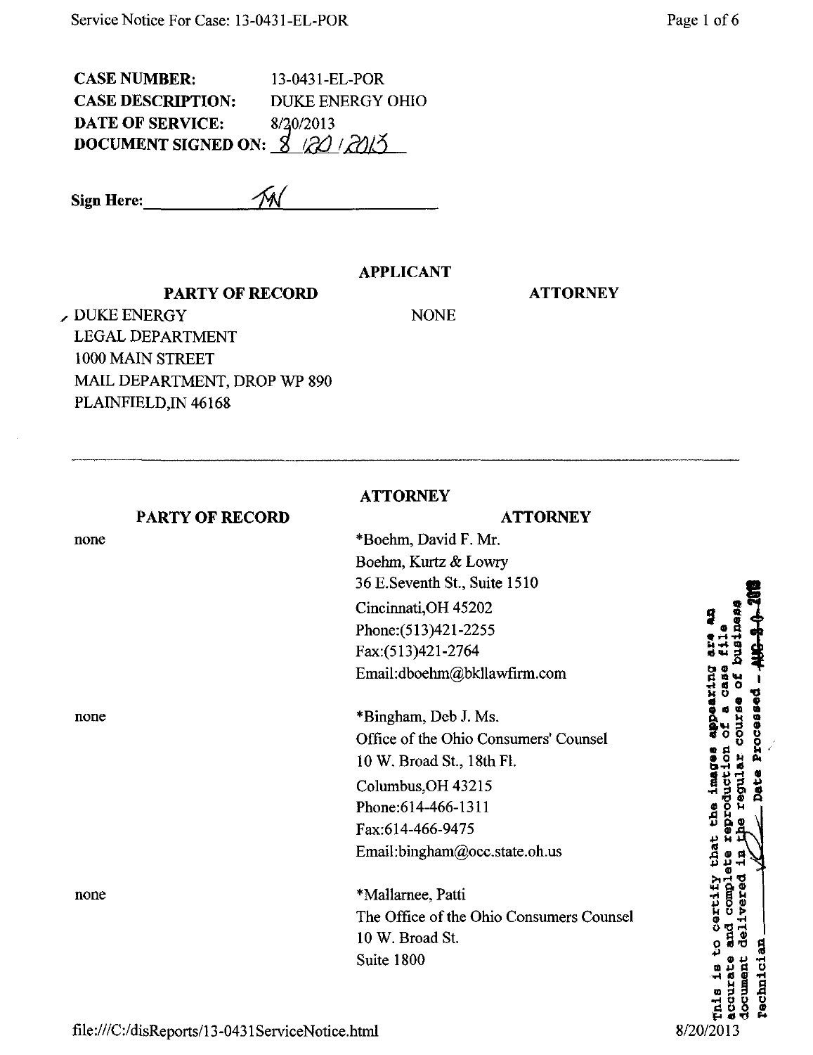**CASE NUMBER:** 13-0431-EL-POR
**CASE DESCRIPTION:** DUKE ENERGY OHIO
**DATE OF SERVICE:** 8/20/2013
**DOCUMENT SIGNED ON:** 8 /20 / 2013

**Sign Here:** ____TN____

**APPLICANT**

| PARTY OF RECORD | ATTORNEY |
| --- | --- |
| DUKE ENERGY<br>LEGAL DEPARTMENT<br>1000 MAIN STREET<br>MAIL DEPARTMENT, DROP WP 890<br>PLAINFIELD,IN 46168 | NONE |

---

**ATTORNEY**

| PARTY OF RECORD | ATTORNEY |
| --- | --- |
| none | *Boehm, David F. Mr.<br>Boehm, Kurtz & Lowry<br>36 E.Seventh St., Suite 1510<br>Cincinnati,OH 45202<br>Phone:(513)421-2255<br>Fax:(513)421-2764<br>Email:dboehm@bkllawfirm.com |
| none | *Bingham, Deb J. Ms.<br>Office of the Ohio Consumers' Counsel<br>10 W. Broad St., 18th Fl.<br>Columbus,OH 43215<br>Phone:614-466-1311<br>Fax:614-466-9475<br>Email:bingham@occ.state.oh.us |
| none | *Mallarnee, Patti<br>The Office of the Ohio Consumers Counsel<br>10 W. Broad St.<br>Suite 1800 |

This is to certify that the images appearing are an accurate and complete reproduction of a case file document delivered in the regular course of business Technician ____ Date Processed AUG 2 0 2013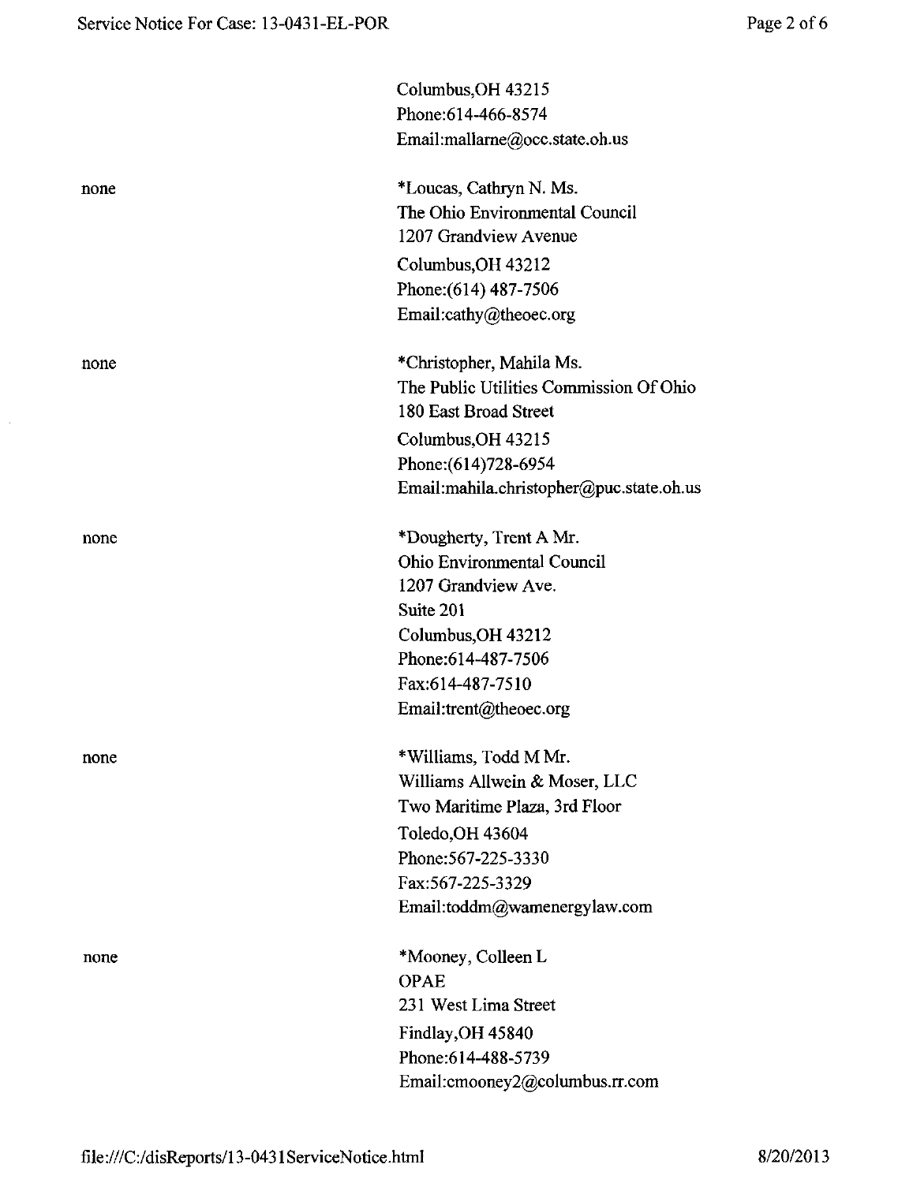| | |
|---|---|
| | Columbus,OH 43215<br>Phone:614-466-8574<br>Email:mallarne@occ.state.oh.us |
| none | *Loucas, Cathryn N. Ms.<br>The Ohio Environmental Council<br>1207 Grandview Avenue<br>Columbus,OH 43212<br>Phone:(614) 487-7506<br>Email:cathy@theoec.org |
| none | *Christopher, Mahila Ms.<br>The Public Utilities Commission Of Ohio<br>180 East Broad Street<br>Columbus,OH 43215<br>Phone:(614)728-6954<br>Email:mahila.christopher@puc.state.oh.us |
| none | *Dougherty, Trent A Mr.<br>Ohio Environmental Council<br>1207 Grandview Ave.<br>Suite 201<br>Columbus,OH 43212<br>Phone:614-487-7506<br>Fax:614-487-7510<br>Email:trent@theoec.org |
| none | *Williams, Todd M Mr.<br>Williams Allwein & Moser, LLC<br>Two Maritime Plaza, 3rd Floor<br>Toledo,OH 43604<br>Phone:567-225-3330<br>Fax:567-225-3329<br>Email:toddm@wamenergylaw.com |
| none | *Mooney, Colleen L<br>OPAE<br>231 West Lima Street<br>Findlay,OH 45840<br>Phone:614-488-5739<br>Email:cmooney2@columbus.rr.com |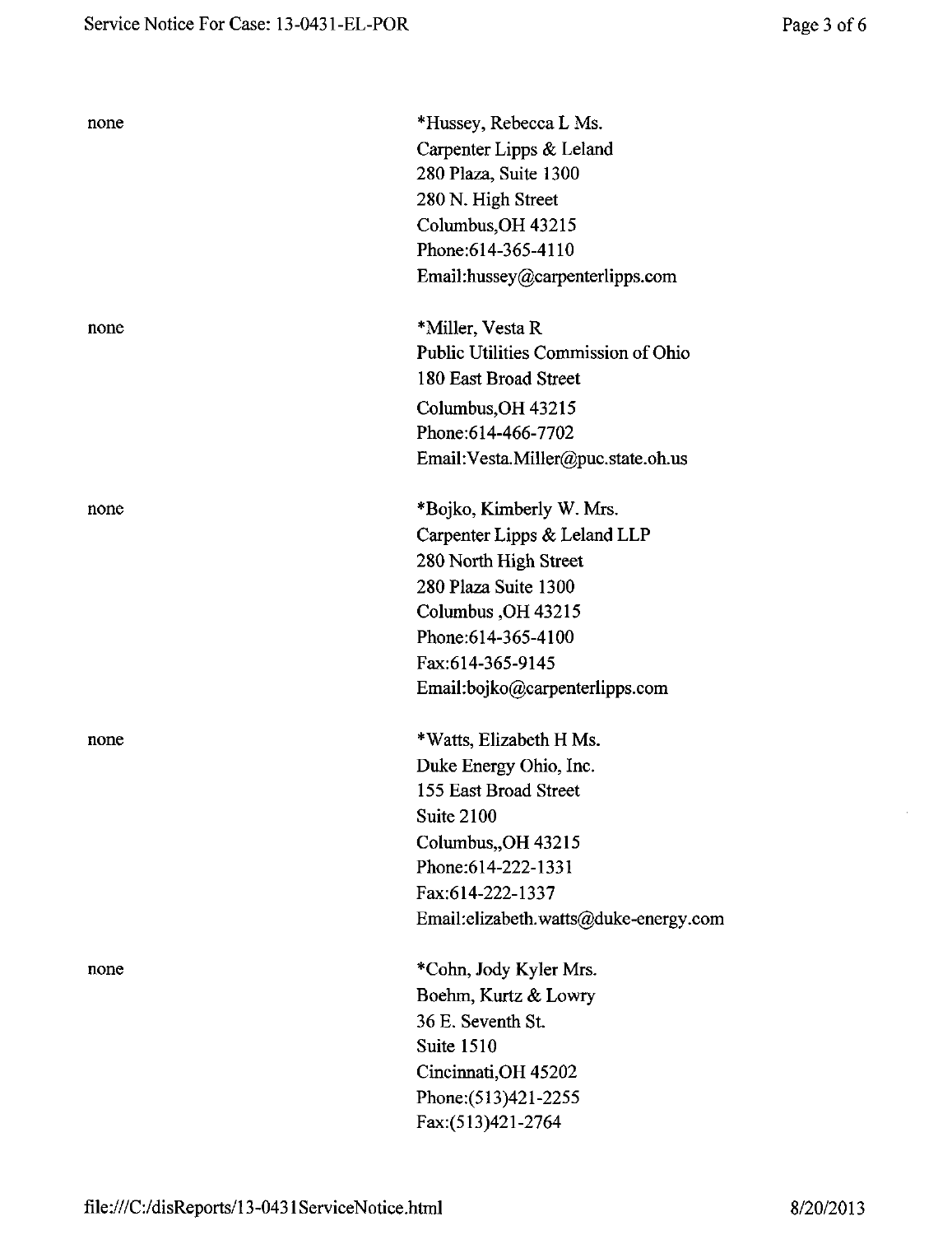| | |
|---|---|
| none | *Hussey, Rebecca L Ms.<br>Carpenter Lipps & Leland<br>280 Plaza, Suite 1300<br>280 N. High Street<br>Columbus,OH 43215<br>Phone:614-365-4110<br>Email:hussey@carpenterlipps.com |
| none | *Miller, Vesta R<br>Public Utilities Commission of Ohio<br>180 East Broad Street<br>Columbus,OH 43215<br>Phone:614-466-7702<br>Email:Vesta.Miller@puc.state.oh.us |
| none | *Bojko, Kimberly W. Mrs.<br>Carpenter Lipps & Leland LLP<br>280 North High Street<br>280 Plaza Suite 1300<br>Columbus ,OH 43215<br>Phone:614-365-4100<br>Fax:614-365-9145<br>Email:bojko@carpenterlipps.com |
| none | *Watts, Elizabeth H Ms.<br>Duke Energy Ohio, Inc.<br>155 East Broad Street<br>Suite 2100<br>Columbus,,OH 43215<br>Phone:614-222-1331<br>Fax:614-222-1337<br>Email:elizabeth.watts@duke-energy.com |
| none | *Cohn, Jody Kyler Mrs.<br>Boehm, Kurtz & Lowry<br>36 E. Seventh St.<br>Suite 1510<br>Cincinnati,OH 45202<br>Phone:(513)421-2255<br>Fax:(513)421-2764 |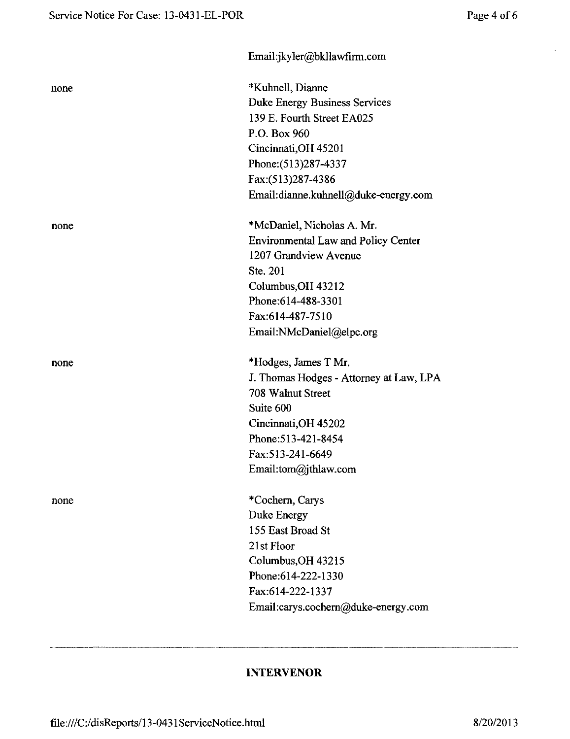Email:jkyler@bkllawfirm.com

none

*Kuhnell, Dianne
Duke Energy Business Services
139 E. Fourth Street EA025
P.O. Box 960
Cincinnati,OH 45201
Phone:(513)287-4337
Fax:(513)287-4386
Email:dianne.kuhnell@duke-energy.com

none

*McDaniel, Nicholas A. Mr.
Environmental Law and Policy Center
1207 Grandview Avenue
Ste. 201
Columbus,OH 43212
Phone:614-488-3301
Fax:614-487-7510
Email:NMcDaniel@elpc.org

none

*Hodges, James T Mr.
J. Thomas Hodges - Attorney at Law, LPA
708 Walnut Street
Suite 600
Cincinnati,OH 45202
Phone:513-421-8454
Fax:513-241-6649
Email:tom@jthlaw.com

none

*Cochern, Carys
Duke Energy
155 East Broad St
21st Floor
Columbus,OH 43215
Phone:614-222-1330
Fax:614-222-1337
Email:carys.cochern@duke-energy.com

---

**INTERVENOR**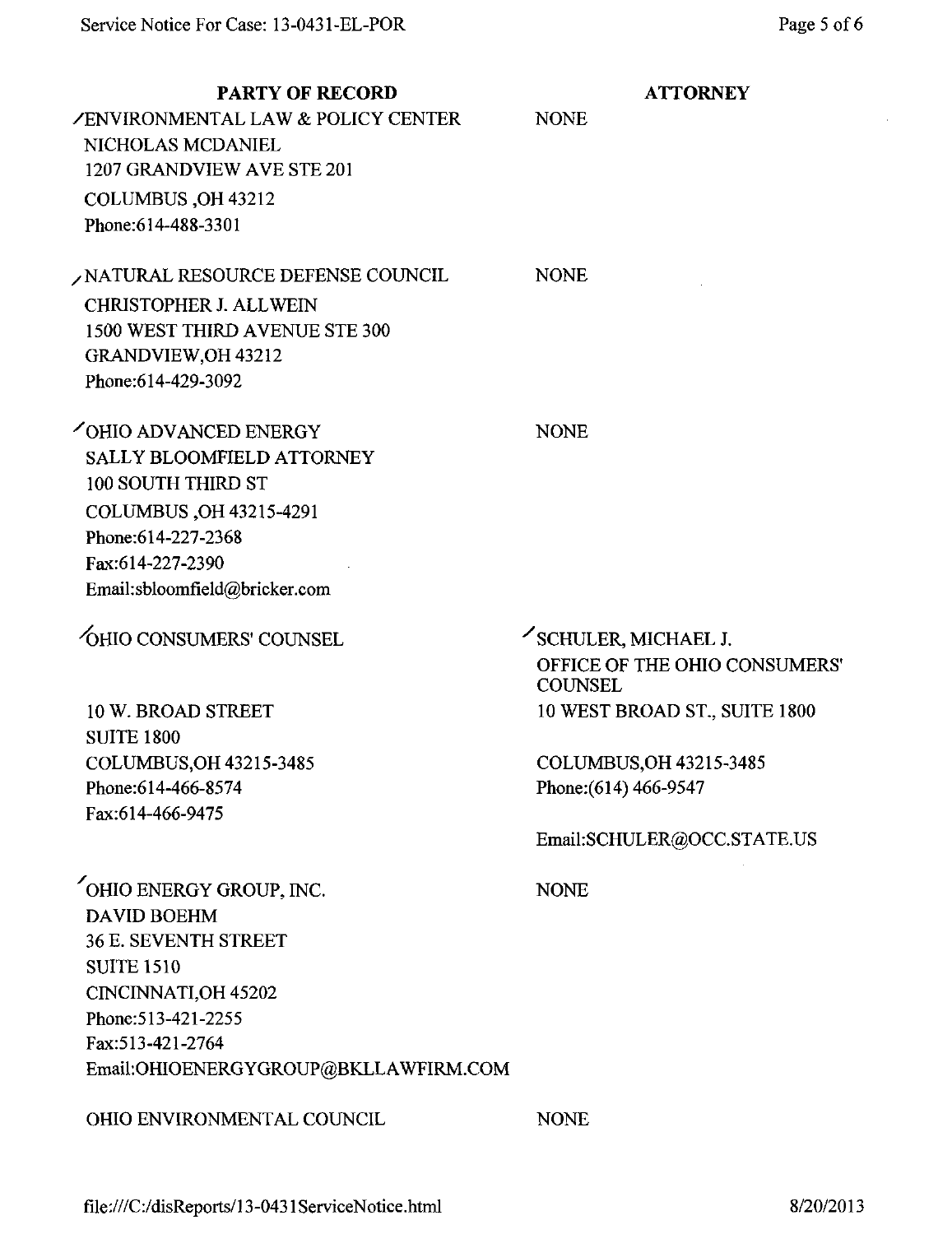| PARTY OF RECORD | ATTORNEY |
| --- | --- |
| ENVIRONMENTAL LAW & POLICY CENTER<br>NICHOLAS MCDANIEL<br>1207 GRANDVIEW AVE STE 201<br>COLUMBUS ,OH 43212<br>Phone:614-488-3301 | NONE |
| NATURAL RESOURCE DEFENSE COUNCIL<br>CHRISTOPHER J. ALLWEIN<br>1500 WEST THIRD AVENUE STE 300<br>GRANDVIEW,OH 43212<br>Phone:614-429-3092 | NONE |
| OHIO ADVANCED ENERGY<br>SALLY BLOOMFIELD ATTORNEY<br>100 SOUTH THIRD ST<br>COLUMBUS ,OH 43215-4291<br>Phone:614-227-2368<br>Fax:614-227-2390<br>Email:sbloomfield@bricker.com | NONE |
| OHIO CONSUMERS' COUNSEL<br><br>10 W. BROAD STREET<br>SUITE 1800<br>COLUMBUS,OH 43215-3485<br>Phone:614-466-8574<br>Fax:614-466-9475 | SCHULER, MICHAEL J.<br>OFFICE OF THE OHIO CONSUMERS' COUNSEL<br>10 WEST BROAD ST., SUITE 1800<br><br>COLUMBUS,OH 43215-3485<br>Phone:(614) 466-9547<br><br>Email:SCHULER@OCC.STATE.US |
| OHIO ENERGY GROUP, INC.<br>DAVID BOEHM<br>36 E. SEVENTH STREET<br>SUITE 1510<br>CINCINNATI,OH 45202<br>Phone:513-421-2255<br>Fax:513-421-2764<br>Email:OHIOENERGYGROUP@BKLLAWFIRM.COM | NONE |
| OHIO ENVIRONMENTAL COUNCIL | NONE |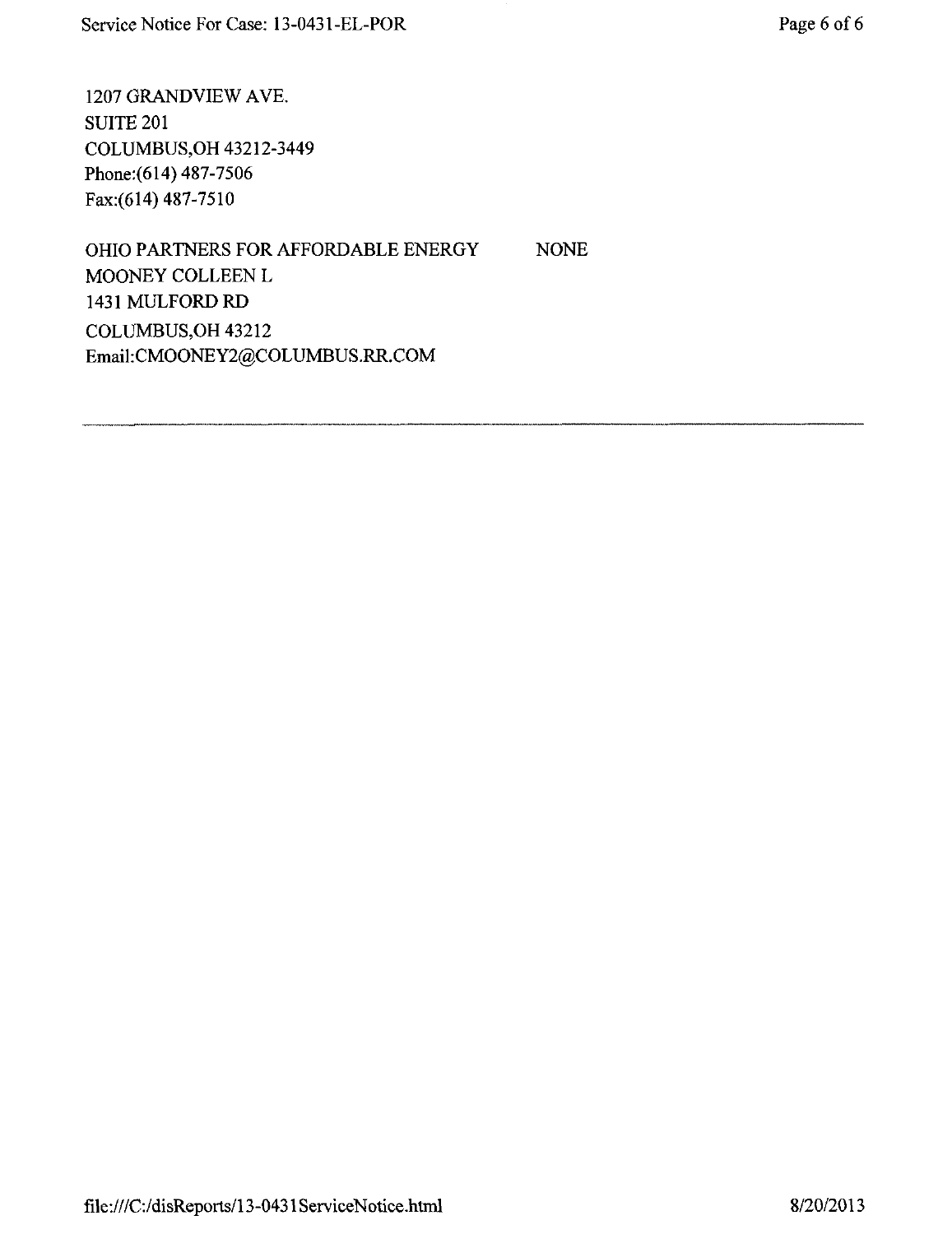1207 GRANDVIEW AVE.
SUITE 201
COLUMBUS,OH 43212-3449
Phone:(614) 487-7506
Fax:(614) 487-7510

OHIO PARTNERS FOR AFFORDABLE ENERGY NONE
MOONEY COLLEEN L
1431 MULFORD RD
COLUMBUS,OH 43212
Email:CMOONEY2@COLUMBUS.RR.COM

---